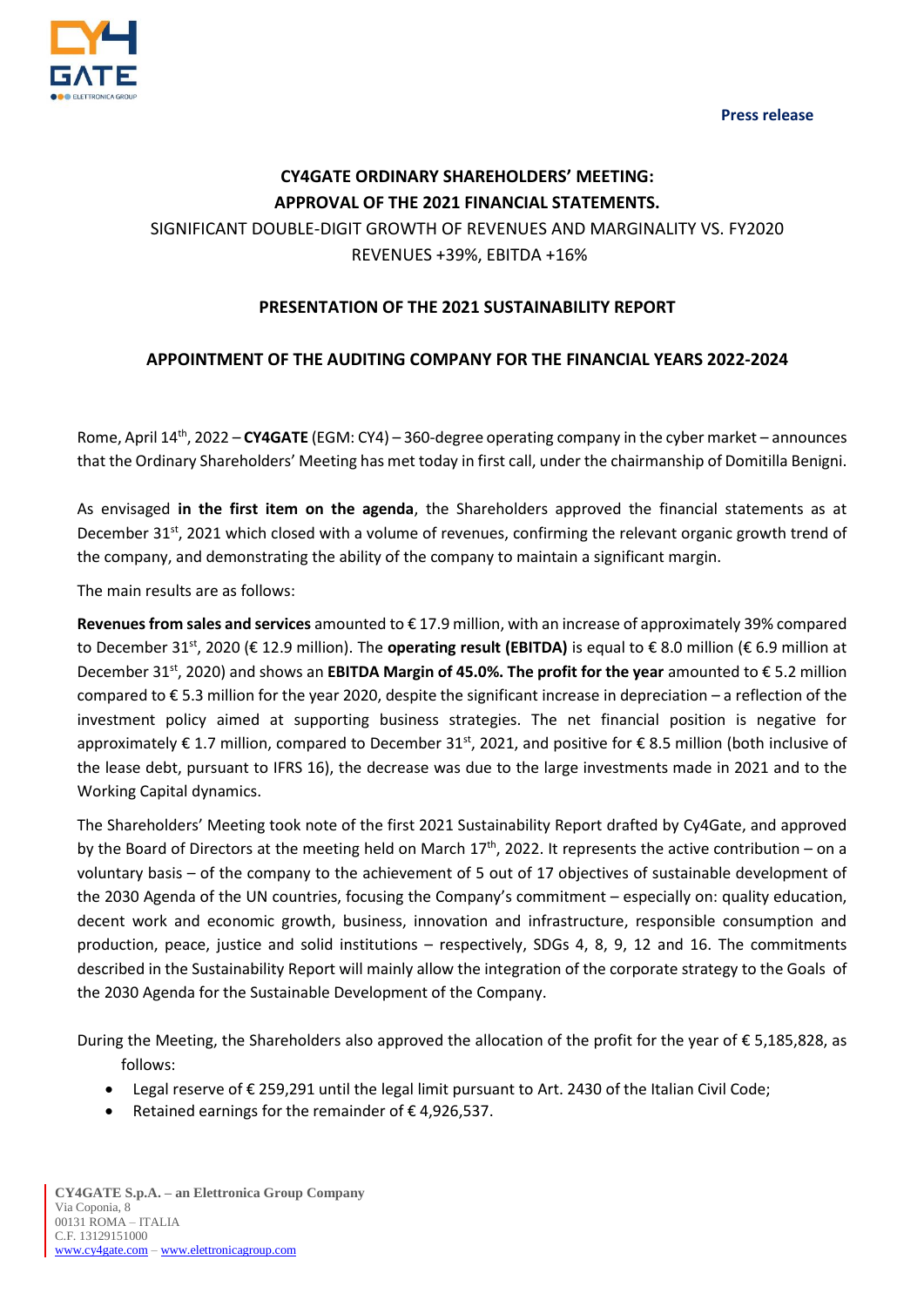Press release

# CY4GATE ORDINARY SHAREHOLDERS' MEETING: APPROVAL OF THE 2021 FINANCIAL STATEMENTS.

SIGNIFICANT DOUBLE-DIGIT GROWTH OF REVENUES AND MARGINALITY VS. FY2020
REVENUES +39%, EBITDA +16%

## PRESENTATION OF THE 2021 SUSTAINABILITY REPORT

## APPOINTMENT OF THE AUDITING COMPANY FOR THE FINANCIAL YEARS 2022-2024

Rome, April 14th, 2022 – **CY4GATE** (EGM: CY4) – 360-degree operating company in the cyber market – announces that the Ordinary Shareholders' Meeting has met today in first call, under the chairmanship of Domitilla Benigni.

As envisaged **in the first item on the agenda**, the Shareholders approved the financial statements as at December 31st, 2021 which closed with a volume of revenues, confirming the relevant organic growth trend of the company, and demonstrating the ability of the company to maintain a significant margin.

The main results are as follows:

**Revenues from sales and services** amounted to € 17.9 million, with an increase of approximately 39% compared to December 31st, 2020 (€ 12.9 million). The **operating result (EBITDA)** is equal to € 8.0 million (€ 6.9 million at December 31st, 2020) and shows an **EBITDA Margin of 45.0%. The profit for the year** amounted to € 5.2 million compared to € 5.3 million for the year 2020, despite the significant increase in depreciation – a reflection of the investment policy aimed at supporting business strategies. The net financial position is negative for approximately € 1.7 million, compared to December 31st, 2021, and positive for € 8.5 million (both inclusive of the lease debt, pursuant to IFRS 16), the decrease was due to the large investments made in 2021 and to the Working Capital dynamics.

The Shareholders' Meeting took note of the first 2021 Sustainability Report drafted by Cy4Gate, and approved by the Board of Directors at the meeting held on March 17th, 2022. It represents the active contribution – on a voluntary basis – of the company to the achievement of 5 out of 17 objectives of sustainable development of the 2030 Agenda of the UN countries, focusing the Company's commitment – especially on: quality education, decent work and economic growth, business, innovation and infrastructure, responsible consumption and production, peace, justice and solid institutions – respectively, SDGs 4, 8, 9, 12 and 16. The commitments described in the Sustainability Report will mainly allow the integration of the corporate strategy to the Goals of the 2030 Agenda for the Sustainable Development of the Company.

During the Meeting, the Shareholders also approved the allocation of the profit for the year of € 5,185,828, as follows:

- Legal reserve of € 259,291 until the legal limit pursuant to Art. 2430 of the Italian Civil Code;
- Retained earnings for the remainder of € 4,926,537.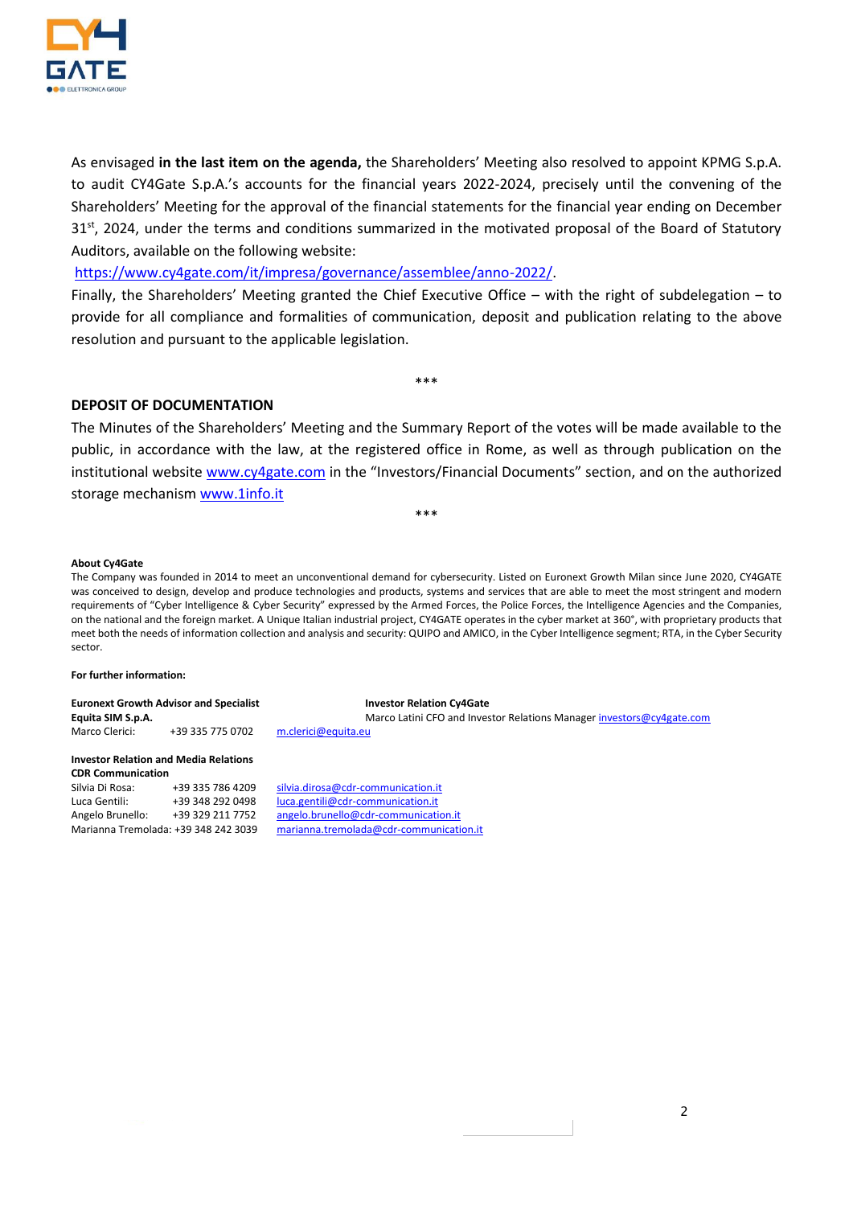As envisaged **in the last item on the agenda,** the Shareholders' Meeting also resolved to appoint KPMG S.p.A. to audit CY4Gate S.p.A.'s accounts for the financial years 2022-2024, precisely until the convening of the Shareholders' Meeting for the approval of the financial statements for the financial year ending on December 31st, 2024, under the terms and conditions summarized in the motivated proposal of the Board of Statutory Auditors, available on the following website:

https://www.cy4gate.com/it/impresa/governance/assemblee/anno-2022/.

Finally, the Shareholders' Meeting granted the Chief Executive Office – with the right of subdelegation – to provide for all compliance and formalities of communication, deposit and publication relating to the above resolution and pursuant to the applicable legislation.

***

**DEPOSIT OF DOCUMENTATION**

The Minutes of the Shareholders' Meeting and the Summary Report of the votes will be made available to the public, in accordance with the law, at the registered office in Rome, as well as through publication on the institutional website www.cy4gate.com in the "Investors/Financial Documents" section, and on the authorized storage mechanism www.1info.it

***

**About Cy4Gate**

The Company was founded in 2014 to meet an unconventional demand for cybersecurity. Listed on Euronext Growth Milan since June 2020, CY4GATE was conceived to design, develop and produce technologies and products, systems and services that are able to meet the most stringent and modern requirements of "Cyber Intelligence & Cyber Security" expressed by the Armed Forces, the Police Forces, the Intelligence Agencies and the Companies, on the national and the foreign market. A Unique Italian industrial project, CY4GATE operates in the cyber market at 360°, with proprietary products that meet both the needs of information collection and analysis and security: QUIPO and AMICO, in the Cyber Intelligence segment; RTA, in the Cyber Security sector.

**For further information:**

**Euronext Growth Advisor and Specialist**
**Equita SIM S.p.A.**
Marco Clerici: +39 335 775 0702 m.clerici@equita.eu

**Investor Relation Cy4Gate**
Marco Latini CFO and Investor Relations Manager investors@cy4gate.com

**Investor Relation and Media Relations**
**CDR Communication**
Silvia Di Rosa: +39 335 786 4209 silvia.dirosa@cdr-communication.it
Luca Gentili: +39 348 292 0498 luca.gentili@cdr-communication.it
Angelo Brunello: +39 329 211 7752 angelo.brunello@cdr-communication.it
Marianna Tremolada: +39 348 242 3039 marianna.tremolada@cdr-communication.it